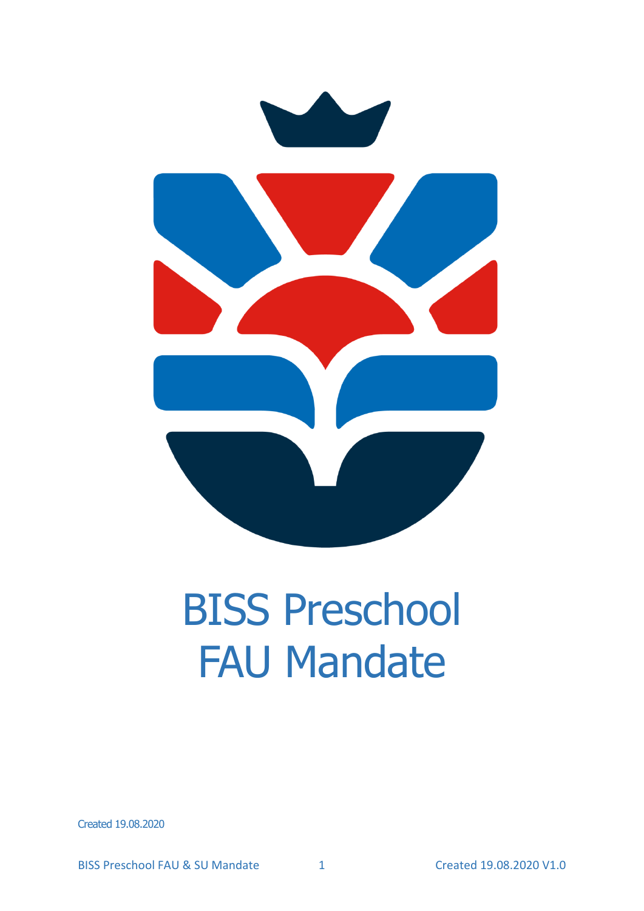# BISS Preschool FAU Mandate

Created 19.08.2020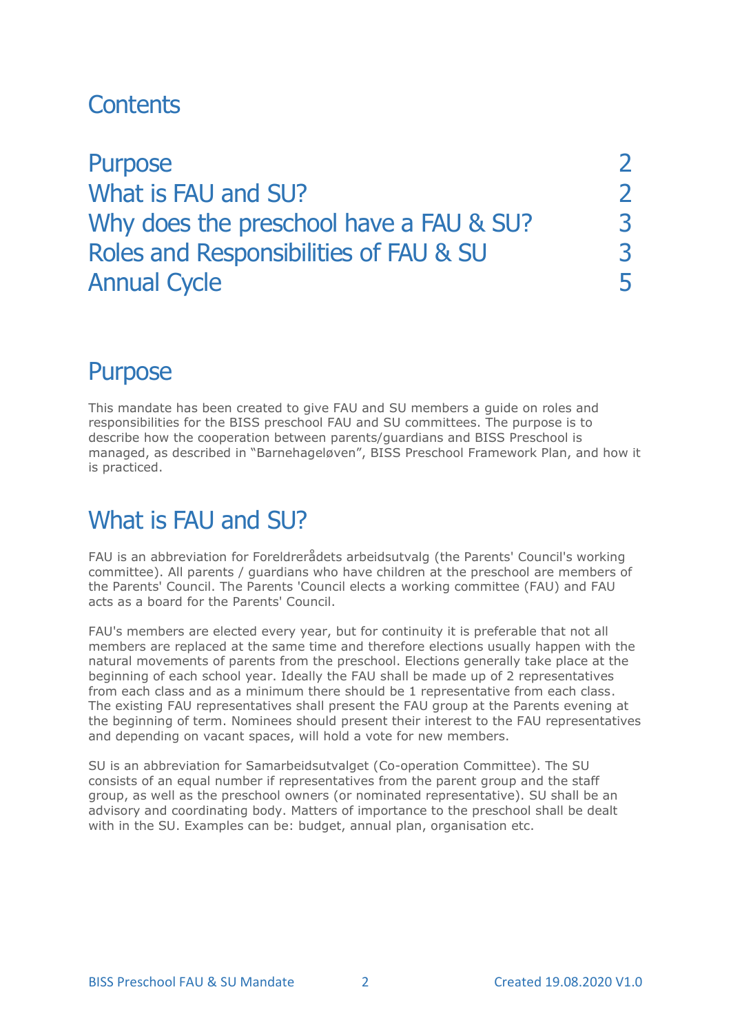# Contents

| | |
|---|---|
| Purpose | 2 |
| What is FAU and SU? | 2 |
| Why does the preschool have a FAU & SU? | 3 |
| Roles and Responsibilities of FAU & SU | 3 |
| Annual Cycle | 5 |

# Purpose

This mandate has been created to give FAU and SU members a guide on roles and responsibilities for the BISS preschool FAU and SU committees. The purpose is to describe how the cooperation between parents/guardians and BISS Preschool is managed, as described in "Barnehageløven", BISS Preschool Framework Plan, and how it is practiced.

# What is FAU and SU?

FAU is an abbreviation for Foreldrerådets arbeidsutvalg (the Parents' Council's working committee). All parents / guardians who have children at the preschool are members of the Parents' Council. The Parents 'Council elects a working committee (FAU) and FAU acts as a board for the Parents' Council.

FAU's members are elected every year, but for continuity it is preferable that not all members are replaced at the same time and therefore elections usually happen with the natural movements of parents from the preschool. Elections generally take place at the beginning of each school year. Ideally the FAU shall be made up of 2 representatives from each class and as a minimum there should be 1 representative from each class. The existing FAU representatives shall present the FAU group at the Parents evening at the beginning of term. Nominees should present their interest to the FAU representatives and depending on vacant spaces, will hold a vote for new members.

SU is an abbreviation for Samarbeidsutvalget (Co-operation Committee). The SU consists of an equal number if representatives from the parent group and the staff group, as well as the preschool owners (or nominated representative). SU shall be an advisory and coordinating body. Matters of importance to the preschool shall be dealt with in the SU. Examples can be: budget, annual plan, organisation etc.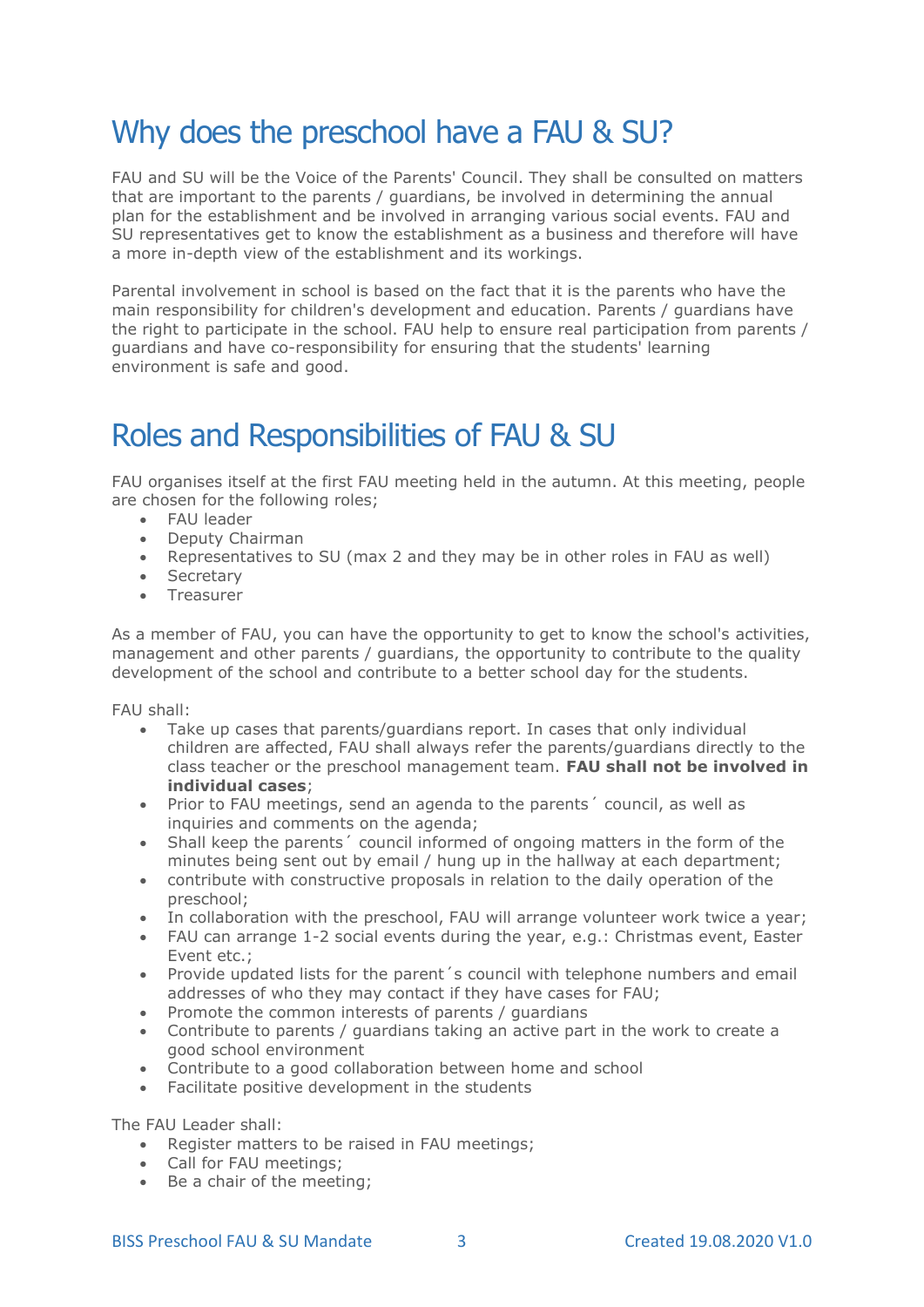# Why does the preschool have a FAU & SU?

FAU and SU will be the Voice of the Parents' Council. They shall be consulted on matters that are important to the parents / guardians, be involved in determining the annual plan for the establishment and be involved in arranging various social events. FAU and SU representatives get to know the establishment as a business and therefore will have a more in-depth view of the establishment and its workings.

Parental involvement in school is based on the fact that it is the parents who have the main responsibility for children's development and education. Parents / guardians have the right to participate in the school. FAU help to ensure real participation from parents / guardians and have co-responsibility for ensuring that the students' learning environment is safe and good.

# Roles and Responsibilities of FAU & SU

FAU organises itself at the first FAU meeting held in the autumn. At this meeting, people are chosen for the following roles;

- FAU leader
- Deputy Chairman
- Representatives to SU (max 2 and they may be in other roles in FAU as well)
- Secretary
- Treasurer

As a member of FAU, you can have the opportunity to get to know the school's activities, management and other parents / guardians, the opportunity to contribute to the quality development of the school and contribute to a better school day for the students.

FAU shall:

- Take up cases that parents/guardians report. In cases that only individual children are affected, FAU shall always refer the parents/guardians directly to the class teacher or the preschool management team. **FAU shall not be involved in individual cases**;
- Prior to FAU meetings, send an agenda to the parents´ council, as well as inquiries and comments on the agenda;
- Shall keep the parents´ council informed of ongoing matters in the form of the minutes being sent out by email / hung up in the hallway at each department;
- contribute with constructive proposals in relation to the daily operation of the preschool;
- In collaboration with the preschool, FAU will arrange volunteer work twice a year;
- FAU can arrange 1-2 social events during the year, e.g.: Christmas event, Easter Event etc.;
- Provide updated lists for the parent´s council with telephone numbers and email addresses of who they may contact if they have cases for FAU;
- Promote the common interests of parents / guardians
- Contribute to parents / guardians taking an active part in the work to create a good school environment
- Contribute to a good collaboration between home and school
- Facilitate positive development in the students

The FAU Leader shall:

- Register matters to be raised in FAU meetings;
- Call for FAU meetings;
- Be a chair of the meeting;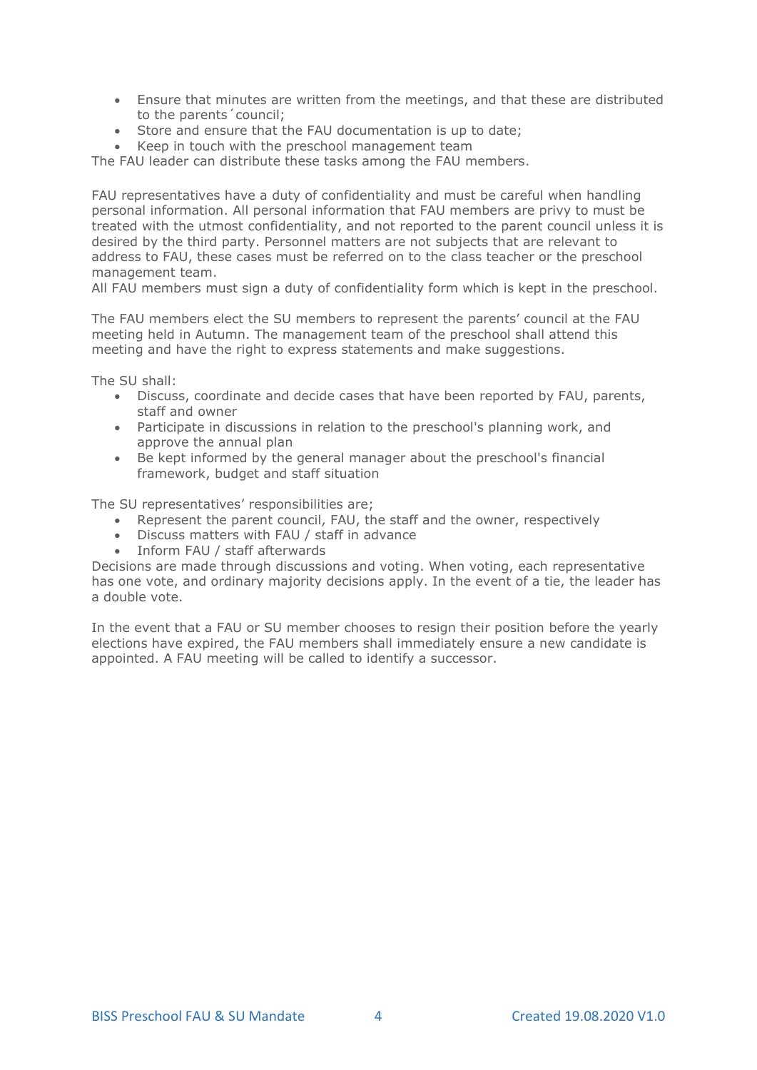- Ensure that minutes are written from the meetings, and that these are distributed to the parents´council;
- Store and ensure that the FAU documentation is up to date;
- Keep in touch with the preschool management team

The FAU leader can distribute these tasks among the FAU members.

FAU representatives have a duty of confidentiality and must be careful when handling personal information. All personal information that FAU members are privy to must be treated with the utmost confidentiality, and not reported to the parent council unless it is desired by the third party. Personnel matters are not subjects that are relevant to address to FAU, these cases must be referred on to the class teacher or the preschool management team.
All FAU members must sign a duty of confidentiality form which is kept in the preschool.

The FAU members elect the SU members to represent the parents' council at the FAU meeting held in Autumn. The management team of the preschool shall attend this meeting and have the right to express statements and make suggestions.

The SU shall:

- Discuss, coordinate and decide cases that have been reported by FAU, parents, staff and owner
- Participate in discussions in relation to the preschool's planning work, and approve the annual plan
- Be kept informed by the general manager about the preschool's financial framework, budget and staff situation

The SU representatives' responsibilities are;

- Represent the parent council, FAU, the staff and the owner, respectively
- Discuss matters with FAU / staff in advance
- Inform FAU / staff afterwards

Decisions are made through discussions and voting. When voting, each representative has one vote, and ordinary majority decisions apply. In the event of a tie, the leader has a double vote.

In the event that a FAU or SU member chooses to resign their position before the yearly elections have expired, the FAU members shall immediately ensure a new candidate is appointed. A FAU meeting will be called to identify a successor.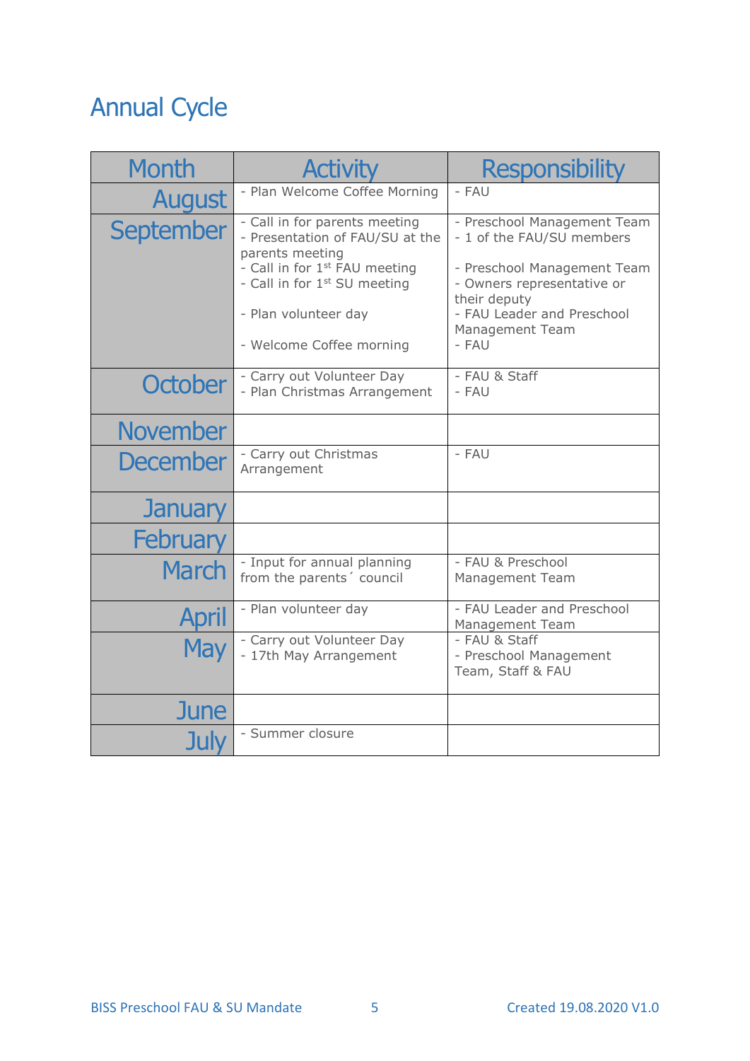# Annual Cycle

| Month | Activity | Responsibility |
|---|---|---|
| August | - Plan Welcome Coffee Morning | - FAU |
| September | - Call in for parents meeting<br>- Presentation of FAU/SU at the parents meeting<br>- Call in for 1st FAU meeting<br>- Call in for 1st SU meeting<br><br>- Plan volunteer day<br><br>- Welcome Coffee morning | - Preschool Management Team<br>- 1 of the FAU/SU members<br><br>- Preschool Management Team<br>- Owners representative or their deputy<br>- FAU Leader and Preschool Management Team<br>- FAU |
| October | - Carry out Volunteer Day<br>- Plan Christmas Arrangement | - FAU & Staff<br>- FAU |
| November | | |
| December | - Carry out Christmas Arrangement | - FAU |
| January | | |
| February | | |
| March | - Input for annual planning from the parents´ council | - FAU & Preschool Management Team |
| April | - Plan volunteer day | - FAU Leader and Preschool Management Team |
| May | - Carry out Volunteer Day<br>- 17th May Arrangement | - FAU & Staff<br>- Preschool Management Team, Staff & FAU |
| June | | |
| July | - Summer closure | |